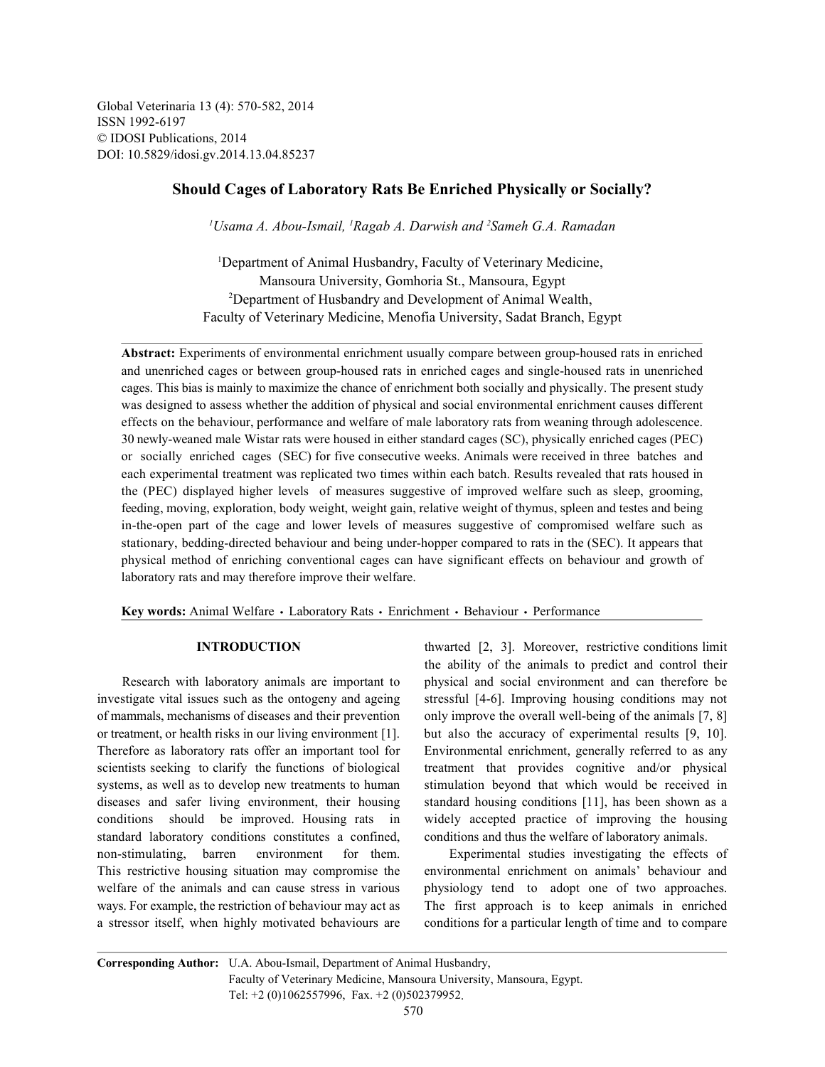Global Veterinaria 13 (4): 570-582, 2014
ISSN 1992-6197
© IDOSI Publications, 2014
DOI: 10.5829/idosi.gv.2014.13.04.85237

# Should Cages of Laboratory Rats Be Enriched Physically or Socially?

*[1]Usama A. Abou-Ismail, [1]Ragab A. Darwish and [2]Sameh G.A. Ramadan*

[1]Department of Animal Husbandry, Faculty of Veterinary Medicine, Mansoura University, Gomhoria St., Mansoura, Egypt
[2]Department of Husbandry and Development of Animal Wealth, Faculty of Veterinary Medicine, Menofia University, Sadat Branch, Egypt

**Abstract:** Experiments of environmental enrichment usually compare between group-housed rats in enriched and unenriched cages or between group-housed rats in enriched cages and single-housed rats in unenriched cages. This bias is mainly to maximize the chance of enrichment both socially and physically. The present study was designed to assess whether the addition of physical and social environmental enrichment causes different effects on the behaviour, performance and welfare of male laboratory rats from weaning through adolescence. 30 newly-weaned male Wistar rats were housed in either standard cages (SC), physically enriched cages (PEC) or socially enriched cages (SEC) for five consecutive weeks. Animals were received in three batches and each experimental treatment was replicated two times within each batch. Results revealed that rats housed in the (PEC) displayed higher levels of measures suggestive of improved welfare such as sleep, grooming, feeding, moving, exploration, body weight, weight gain, relative weight of thymus, spleen and testes and being in-the-open part of the cage and lower levels of measures suggestive of compromised welfare such as stationary, bedding-directed behaviour and being under-hopper compared to rats in the (SEC). It appears that physical method of enriching conventional cages can have significant effects on behaviour and growth of laboratory rats and may therefore improve their welfare.

**Key words:** Animal Welfare • Laboratory Rats • Enrichment • Behaviour • Performance

## INTRODUCTION

Research with laboratory animals are important to investigate vital issues such as the ontogeny and ageing of mammals, mechanisms of diseases and their prevention or treatment, or health risks in our living environment [1]. Therefore as laboratory rats offer an important tool for scientists seeking to clarify the functions of biological systems, as well as to develop new treatments to human diseases and safer living environment, their housing conditions should be improved. Housing rats in standard laboratory conditions constitutes a confined, non-stimulating, barren environment for them. This restrictive housing situation may compromise the welfare of the animals and can cause stress in various ways. For example, the restriction of behaviour may act as a stressor itself, when highly motivated behaviours are thwarted [2, 3]. Moreover, restrictive conditions limit the ability of the animals to predict and control their physical and social environment and can therefore be stressful [4-6]. Improving housing conditions may not only improve the overall well-being of the animals [7, 8] but also the accuracy of experimental results [9, 10]. Environmental enrichment, generally referred to as any treatment that provides cognitive and/or physical stimulation beyond that which would be received in standard housing conditions [11], has been shown as a widely accepted practice of improving the housing conditions and thus the welfare of laboratory animals.

Experimental studies investigating the effects of environmental enrichment on animals' behaviour and physiology tend to adopt one of two approaches. The first approach is to keep animals in enriched conditions for a particular length of time and to compare

**Corresponding Author:** U.A. Abou-Ismail, Department of Animal Husbandry, Faculty of Veterinary Medicine, Mansoura University, Mansoura, Egypt. Tel: +2 (0)1062557996, Fax. +2 (0)502379952.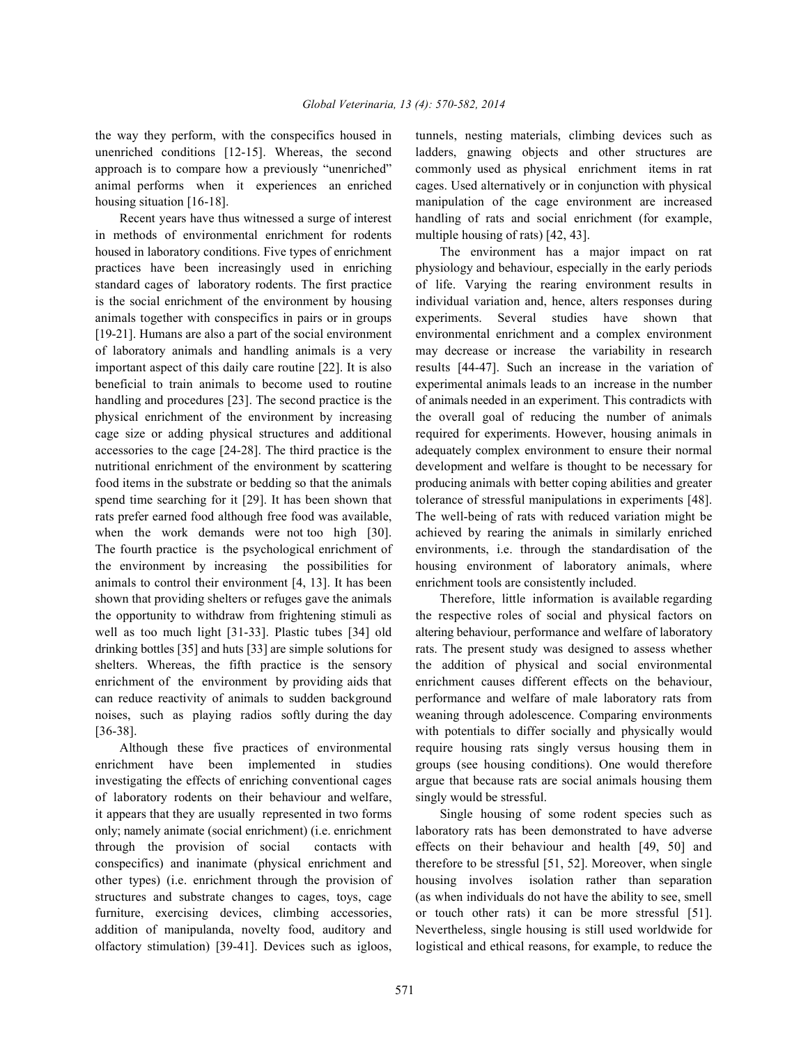the way they perform, with the conspecifics housed in unenriched conditions [12-15]. Whereas, the second approach is to compare how a previously "unenriched" animal performs when it experiences an enriched housing situation [16-18].

Recent years have thus witnessed a surge of interest in methods of environmental enrichment for rodents housed in laboratory conditions. Five types of enrichment practices have been increasingly used in enriching standard cages of laboratory rodents. The first practice is the social enrichment of the environment by housing animals together with conspecifics in pairs or in groups [19-21]. Humans are also a part of the social environment of laboratory animals and handling animals is a very important aspect of this daily care routine [22]. It is also beneficial to train animals to become used to routine handling and procedures [23]. The second practice is the physical enrichment of the environment by increasing cage size or adding physical structures and additional accessories to the cage [24-28]. The third practice is the nutritional enrichment of the environment by scattering food items in the substrate or bedding so that the animals spend time searching for it [29]. It has been shown that rats prefer earned food although free food was available, when the work demands were not too high [30]. The fourth practice is the psychological enrichment of the environment by increasing the possibilities for animals to control their environment [4, 13]. It has been shown that providing shelters or refuges gave the animals the opportunity to withdraw from frightening stimuli as well as too much light [31-33]. Plastic tubes [34] old drinking bottles [35] and huts [33] are simple solutions for shelters. Whereas, the fifth practice is the sensory enrichment of the environment by providing aids that can reduce reactivity of animals to sudden background noises, such as playing radios softly during the day [36-38].

Although these five practices of environmental enrichment have been implemented in studies investigating the effects of enriching conventional cages of laboratory rodents on their behaviour and welfare, it appears that they are usually represented in two forms only; namely animate (social enrichment) (i.e. enrichment through the provision of social contacts with conspecifics) and inanimate (physical enrichment and other types) (i.e. enrichment through the provision of structures and substrate changes to cages, toys, cage furniture, exercising devices, climbing accessories, addition of manipulanda, novelty food, auditory and olfactory stimulation) [39-41]. Devices such as igloos, tunnels, nesting materials, climbing devices such as ladders, gnawing objects and other structures are commonly used as physical enrichment items in rat cages. Used alternatively or in conjunction with physical manipulation of the cage environment are increased handling of rats and social enrichment (for example, multiple housing of rats) [42, 43].

The environment has a major impact on rat physiology and behaviour, especially in the early periods of life. Varying the rearing environment results in individual variation and, hence, alters responses during experiments. Several studies have shown that environmental enrichment and a complex environment may decrease or increase the variability in research results [44-47]. Such an increase in the variation of experimental animals leads to an increase in the number of animals needed in an experiment. This contradicts with the overall goal of reducing the number of animals required for experiments. However, housing animals in adequately complex environment to ensure their normal development and welfare is thought to be necessary for producing animals with better coping abilities and greater tolerance of stressful manipulations in experiments [48]. The well-being of rats with reduced variation might be achieved by rearing the animals in similarly enriched environments, i.e. through the standardisation of the housing environment of laboratory animals, where enrichment tools are consistently included.

Therefore, little information is available regarding the respective roles of social and physical factors on altering behaviour, performance and welfare of laboratory rats. The present study was designed to assess whether the addition of physical and social environmental enrichment causes different effects on the behaviour, performance and welfare of male laboratory rats from weaning through adolescence. Comparing environments with potentials to differ socially and physically would require housing rats singly versus housing them in groups (see housing conditions). One would therefore argue that because rats are social animals housing them singly would be stressful.

Single housing of some rodent species such as laboratory rats has been demonstrated to have adverse effects on their behaviour and health [49, 50] and therefore to be stressful [51, 52]. Moreover, when single housing involves isolation rather than separation (as when individuals do not have the ability to see, smell or touch other rats) it can be more stressful [51]. Nevertheless, single housing is still used worldwide for logistical and ethical reasons, for example, to reduce the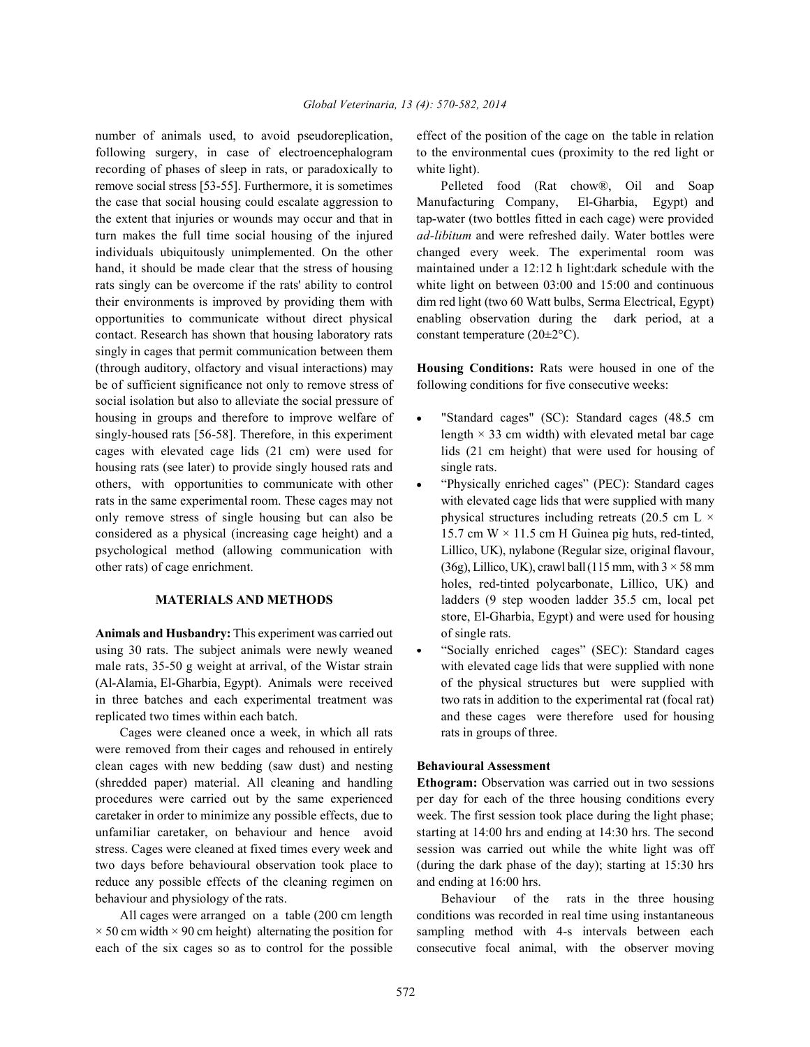number of animals used, to avoid pseudoreplication, following surgery, in case of electroencephalogram recording of phases of sleep in rats, or paradoxically to remove social stress [53-55]. Furthermore, it is sometimes the case that social housing could escalate aggression to the extent that injuries or wounds may occur and that in turn makes the full time social housing of the injured individuals ubiquitously unimplemented. On the other hand, it should be made clear that the stress of housing rats singly can be overcome if the rats' ability to control their environments is improved by providing them with opportunities to communicate without direct physical contact. Research has shown that housing laboratory rats singly in cages that permit communication between them (through auditory, olfactory and visual interactions) may be of sufficient significance not only to remove stress of social isolation but also to alleviate the social pressure of housing in groups and therefore to improve welfare of singly-housed rats [56-58]. Therefore, in this experiment cages with elevated cage lids (21 cm) were used for housing rats (see later) to provide singly housed rats and others, with opportunities to communicate with other rats in the same experimental room. These cages may not only remove stress of single housing but can also be considered as a physical (increasing cage height) and a psychological method (allowing communication with other rats) of cage enrichment.

## MATERIALS AND METHODS

**Animals and Husbandry:** This experiment was carried out using 30 rats. The subject animals were newly weaned male rats, 35-50 g weight at arrival, of the Wistar strain (Al-Alamia, El-Gharbia, Egypt). Animals were received in three batches and each experimental treatment was replicated two times within each batch.

Cages were cleaned once a week, in which all rats were removed from their cages and rehoused in entirely clean cages with new bedding (saw dust) and nesting (shredded paper) material. All cleaning and handling procedures were carried out by the same experienced caretaker in order to minimize any possible effects, due to unfamiliar caretaker, on behaviour and hence avoid stress. Cages were cleaned at fixed times every week and two days before behavioural observation took place to reduce any possible effects of the cleaning regimen on behaviour and physiology of the rats.

All cages were arranged on a table (200 cm length × 50 cm width × 90 cm height) alternating the position for each of the six cages so as to control for the possible effect of the position of the cage on the table in relation to the environmental cues (proximity to the red light or white light).

Pelleted food (Rat chow®, Oil and Soap Manufacturing Company, El-Gharbia, Egypt) and tap-water (two bottles fitted in each cage) were provided *ad-libitum* and were refreshed daily. Water bottles were changed every week. The experimental room was maintained under a 12:12 h light:dark schedule with the white light on between 03:00 and 15:00 and continuous dim red light (two 60 Watt bulbs, Serma Electrical, Egypt) enabling observation during the dark period, at a constant temperature (20±2°C).

**Housing Conditions:** Rats were housed in one of the following conditions for five consecutive weeks:

- "Standard cages" (SC): Standard cages (48.5 cm length × 33 cm width) with elevated metal bar cage lids (21 cm height) that were used for housing of single rats.
- "Physically enriched cages" (PEC): Standard cages with elevated cage lids that were supplied with many physical structures including retreats (20.5 cm L × 15.7 cm W × 11.5 cm H Guinea pig huts, red-tinted, Lillico, UK), nylabone (Regular size, original flavour, (36g), Lillico, UK), crawl ball (115 mm, with 3 × 58 mm holes, red-tinted polycarbonate, Lillico, UK) and ladders (9 step wooden ladder 35.5 cm, local pet store, El-Gharbia, Egypt) and were used for housing of single rats.
- "Socially enriched cages" (SEC): Standard cages with elevated cage lids that were supplied with none of the physical structures but were supplied with two rats in addition to the experimental rat (focal rat) and these cages were therefore used for housing rats in groups of three.

### Behavioural Assessment

**Ethogram:** Observation was carried out in two sessions per day for each of the three housing conditions every week. The first session took place during the light phase; starting at 14:00 hrs and ending at 14:30 hrs. The second session was carried out while the white light was off (during the dark phase of the day); starting at 15:30 hrs and ending at 16:00 hrs.

Behaviour of the rats in the three housing conditions was recorded in real time using instantaneous sampling method with 4-s intervals between each consecutive focal animal, with the observer moving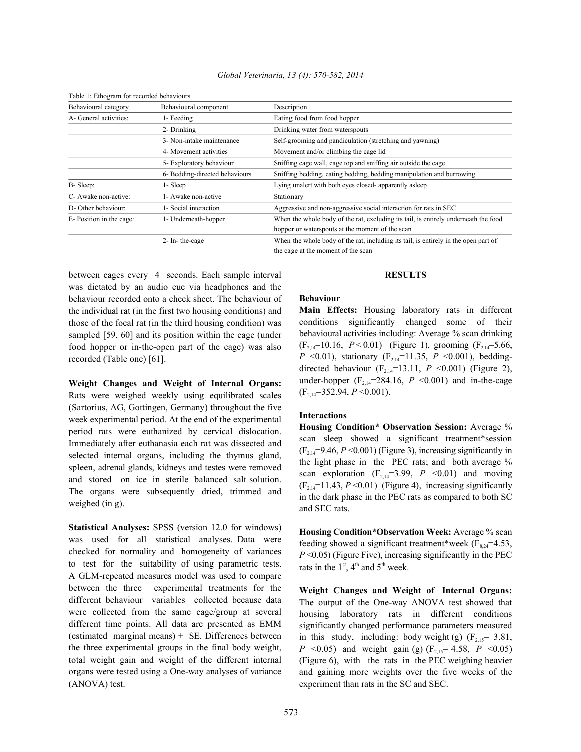Table 1: Ethogram for recorded behaviours

| Behavioural category | Behavioural component | Description |
|---|---|---|
| A- General activities: | 1- Feeding | Eating food from food hopper |
| | 2- Drinking | Drinking water from waterspouts |
| | 3- Non-intake maintenance | Self-grooming and pandiculation (stretching and yawning) |
| | 4- Movement activities | Movement and/or climbing the cage lid |
| | 5- Exploratory behaviour | Sniffing cage wall, cage top and sniffing air outside the cage |
| | 6- Bedding-directed behaviours | Sniffing bedding, eating bedding, bedding manipulation and burrowing |
| B- Sleep: | 1- Sleep | Lying unalert with both eyes closed- apparently asleep |
| C- Awake non-active: | 1- Awake non-active | Stationary |
| D- Other behaviour: | 1- Social interaction | Aggressive and non-aggressive social interaction for rats in SEC |
| E- Position in the cage: | 1- Underneath-hopper | When the whole body of the rat, excluding its tail, is entirely underneath the food hopper or waterspouts at the moment of the scan |
| | 2- In- the-cage | When the whole body of the rat, including its tail, is entirely in the open part of the cage at the moment of the scan |

between cages every 4 seconds. Each sample interval was dictated by an audio cue via headphones and the behaviour recorded onto a check sheet. The behaviour of the individual rat (in the first two housing conditions) and those of the focal rat (in the third housing condition) was sampled [59, 60] and its position within the cage (under food hopper or in-the-open part of the cage) was also recorded (Table one) [61].

**Weight Changes and Weight of Internal Organs:** Rats were weighed weekly using equilibrated scales (Sartorius, AG, Gottingen, Germany) throughout the five week experimental period. At the end of the experimental period rats were euthanized by cervical dislocation. Immediately after euthanasia each rat was dissected and selected internal organs, including the thymus gland, spleen, adrenal glands, kidneys and testes were removed and stored on ice in sterile balanced salt solution. The organs were subsequently dried, trimmed and weighed (in g).

**Statistical Analyses:** SPSS (version 12.0 for windows) was used for all statistical analyses. Data were checked for normality and homogeneity of variances to test for the suitability of using parametric tests. A GLM-repeated measures model was used to compare between the three experimental treatments for the different behaviour variables collected because data were collected from the same cage/group at several different time points. All data are presented as EMM (estimated marginal means) ± SE. Differences between the three experimental groups in the final body weight, total weight gain and weight of the different internal organs were tested using a One-way analyses of variance (ANOVA) test.

## RESULTS

### Behaviour

**Main Effects:** Housing laboratory rats in different conditions significantly changed some of their behavioural activities including: Average % scan drinking ($F_{2,14}$=10.16, *P* < 0.01) (Figure 1), grooming ($F_{2,14}$=5.66, *P* <0.01), stationary ($F_{2,14}$=11.35, *P* <0.001), bedding-directed behaviour ($F_{2,14}$=13.11, *P* <0.001) (Figure 2), under-hopper ($F_{2,14}$=284.16, *P* <0.001) and in-the-cage ($F_{2,14}$=352.94, *P* <0.001).

### Interactions

**Housing Condition* Observation Session:** Average % scan sleep showed a significant treatment*session ($F_{2,14}$=9.46, *P* <0.001) (Figure 3), increasing significantly in the light phase in the PEC rats; and both average % scan exploration ($F_{2,14}$=3.99, *P* <0.01) and moving ($F_{2,14}$=11.43, *P* <0.01) (Figure 4), increasing significantly in the dark phase in the PEC rats as compared to both SC and SEC rats.

**Housing Condition*Observation Week:** Average % scan feeding showed a significant treatment*week ($F_{8,24}$=4.53, *P* <0.05) (Figure Five), increasing significantly in the PEC rats in the 1st, 4th and 5th week.

**Weight Changes and Weight of Internal Organs:** The output of the One-way ANOVA test showed that housing laboratory rats in different conditions significantly changed performance parameters measured in this study, including: body weight (g) ($F_{2,15}$= 3.81, *P* <0.05) and weight gain (g) ($F_{2,15}$= 4.58, *P* <0.05) (Figure 6), with the rats in the PEC weighing heavier and gaining more weights over the five weeks of the experiment than rats in the SC and SEC.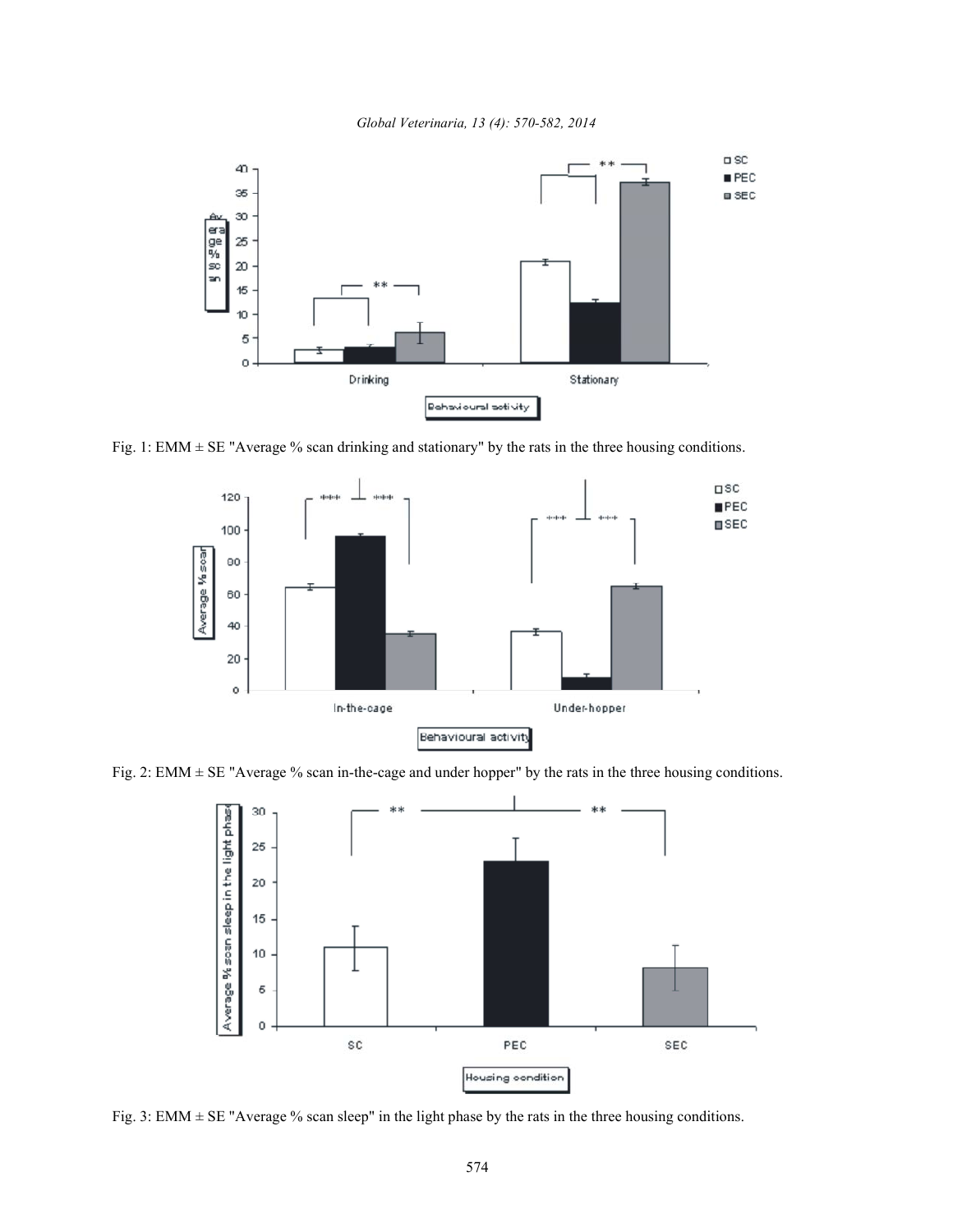Fig. 1: EMM ± SE "Average % scan drinking and stationary" by the rats in the three housing conditions.

Fig. 2: EMM ± SE "Average % scan in-the-cage and under hopper" by the rats in the three housing conditions.

Fig. 3: EMM ± SE "Average % scan sleep" in the light phase by the rats in the three housing conditions.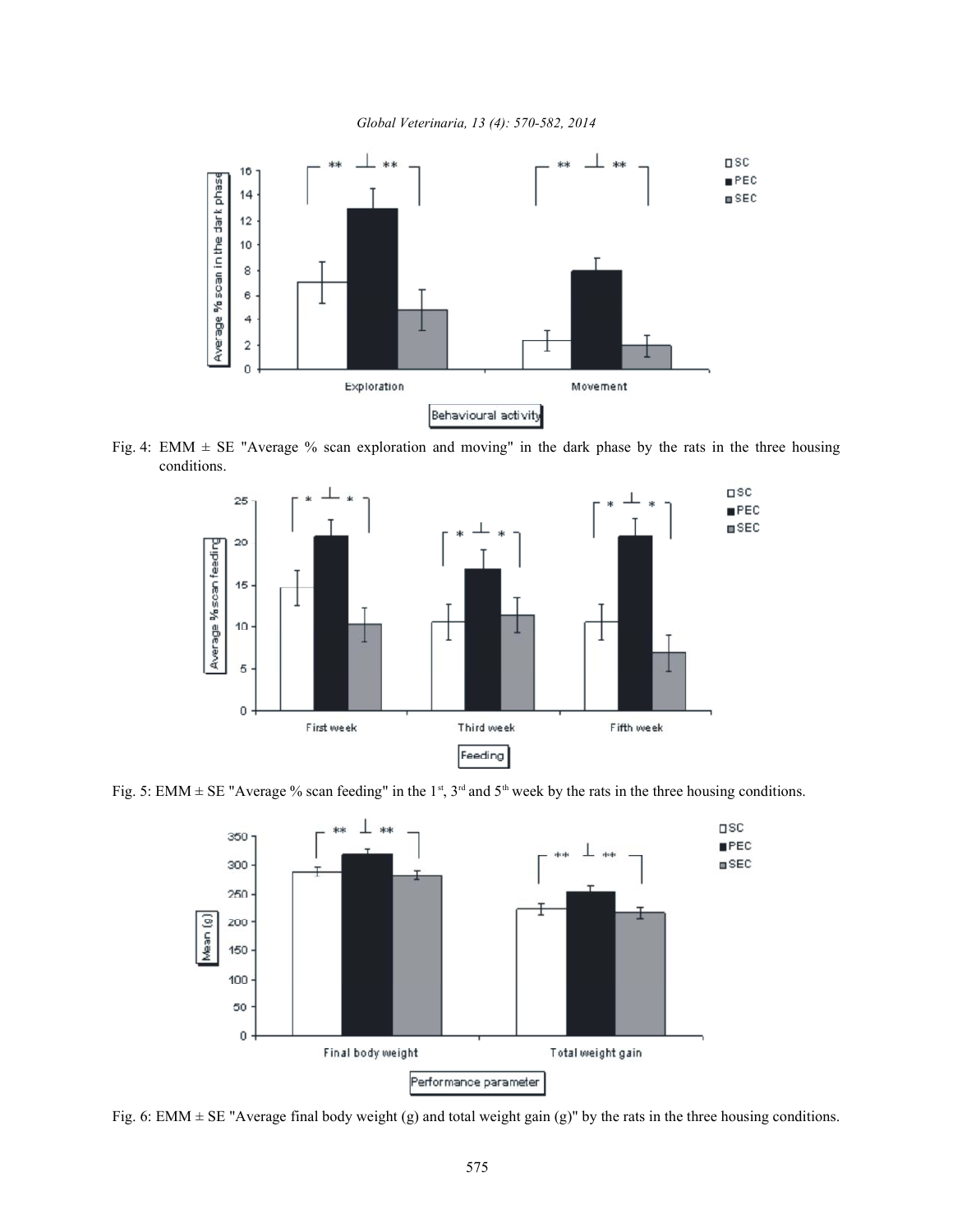Fig. 4: EMM ± SE "Average % scan exploration and moving" in the dark phase by the rats in the three housing conditions.

Fig. 5: EMM ± SE "Average % scan feeding" in the 1st, 3rd and 5th week by the rats in the three housing conditions.

Fig. 6: EMM ± SE "Average final body weight (g) and total weight gain (g)" by the rats in the three housing conditions.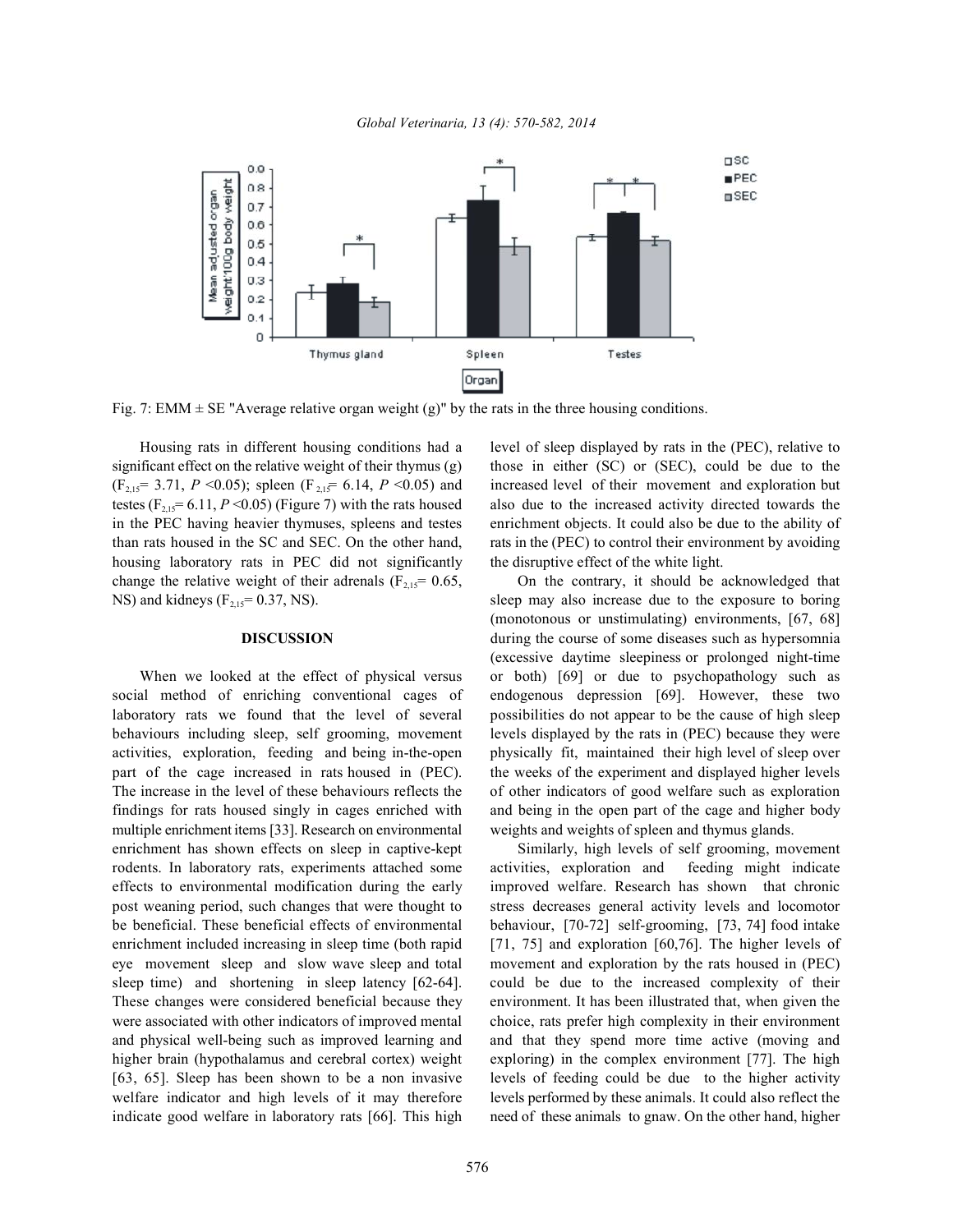Fig. 7: EMM ± SE "Average relative organ weight (g)" by the rats in the three housing conditions.

Housing rats in different housing conditions had a significant effect on the relative weight of their thymus (g) ($F_{2,15}$= 3.71, *P* <0.05); spleen ($F_{2,15}$= 6.14, *P* <0.05) and testes ($F_{2,15}$= 6.11, *P* <0.05) (Figure 7) with the rats housed in the PEC having heavier thymuses, spleens and testes than rats housed in the SC and SEC. On the other hand, housing laboratory rats in PEC did not significantly change the relative weight of their adrenals ($F_{2,15}$= 0.65, NS) and kidneys ($F_{2,15}$= 0.37, NS).

## DISCUSSION

When we looked at the effect of physical versus social method of enriching conventional cages of laboratory rats we found that the level of several behaviours including sleep, self grooming, movement activities, exploration, feeding and being in-the-open part of the cage increased in rats housed in (PEC). The increase in the level of these behaviours reflects the findings for rats housed singly in cages enriched with multiple enrichment items [33]. Research on environmental enrichment has shown effects on sleep in captive-kept rodents. In laboratory rats, experiments attached some effects to environmental modification during the early post weaning period, such changes that were thought to be beneficial. These beneficial effects of environmental enrichment included increasing in sleep time (both rapid eye movement sleep and slow wave sleep and total sleep time) and shortening in sleep latency [62-64]. These changes were considered beneficial because they were associated with other indicators of improved mental and physical well-being such as improved learning and higher brain (hypothalamus and cerebral cortex) weight [63, 65]. Sleep has been shown to be a non invasive welfare indicator and high levels of it may therefore indicate good welfare in laboratory rats [66]. This high level of sleep displayed by rats in the (PEC), relative to those in either (SC) or (SEC), could be due to the increased level of their movement and exploration but also due to the increased activity directed towards the enrichment objects. It could also be due to the ability of rats in the (PEC) to control their environment by avoiding the disruptive effect of the white light.

On the contrary, it should be acknowledged that sleep may also increase due to the exposure to boring (monotonous or unstimulating) environments, [67, 68] during the course of some diseases such as hypersomnia (excessive daytime sleepiness or prolonged night-time or both) [69] or due to psychopathology such as endogenous depression [69]. However, these two possibilities do not appear to be the cause of high sleep levels displayed by the rats in (PEC) because they were physically fit, maintained their high level of sleep over the weeks of the experiment and displayed higher levels of other indicators of good welfare such as exploration and being in the open part of the cage and higher body weights and weights of spleen and thymus glands.

Similarly, high levels of self grooming, movement activities, exploration and feeding might indicate improved welfare. Research has shown that chronic stress decreases general activity levels and locomotor behaviour, [70-72] self-grooming, [73, 74] food intake [71, 75] and exploration [60,76]. The higher levels of movement and exploration by the rats housed in (PEC) could be due to the increased complexity of their environment. It has been illustrated that, when given the choice, rats prefer high complexity in their environment and that they spend more time active (moving and exploring) in the complex environment [77]. The high levels of feeding could be due to the higher activity levels performed by these animals. It could also reflect the need of these animals to gnaw. On the other hand, higher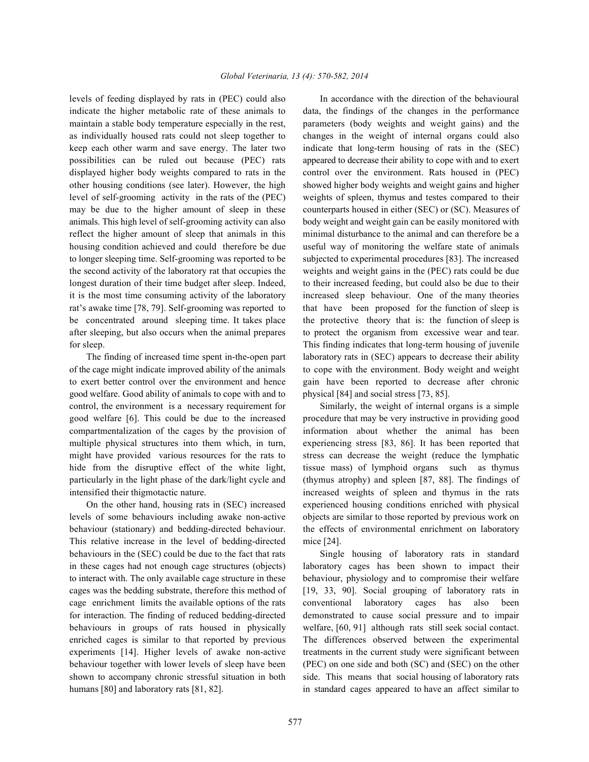levels of feeding displayed by rats in (PEC) could also indicate the higher metabolic rate of these animals to maintain a stable body temperature especially in the rest, as individually housed rats could not sleep together to keep each other warm and save energy. The later two possibilities can be ruled out because (PEC) rats displayed higher body weights compared to rats in the other housing conditions (see later). However, the high level of self-grooming activity in the rats of the (PEC) may be due to the higher amount of sleep in these animals. This high level of self-grooming activity can also reflect the higher amount of sleep that animals in this housing condition achieved and could therefore be due to longer sleeping time. Self-grooming was reported to be the second activity of the laboratory rat that occupies the longest duration of their time budget after sleep. Indeed, it is the most time consuming activity of the laboratory rat's awake time [78, 79]. Self-grooming was reported to be concentrated around sleeping time. It takes place after sleeping, but also occurs when the animal prepares for sleep.

The finding of increased time spent in-the-open part of the cage might indicate improved ability of the animals to exert better control over the environment and hence good welfare. Good ability of animals to cope with and to control, the environment is a necessary requirement for good welfare [6]. This could be due to the increased compartmentalization of the cages by the provision of multiple physical structures into them which, in turn, might have provided various resources for the rats to hide from the disruptive effect of the white light, particularly in the light phase of the dark/light cycle and intensified their thigmotactic nature.

On the other hand, housing rats in (SEC) increased levels of some behaviours including awake non-active behaviour (stationary) and bedding-directed behaviour. This relative increase in the level of bedding-directed behaviours in the (SEC) could be due to the fact that rats in these cages had not enough cage structures (objects) to interact with. The only available cage structure in these cages was the bedding substrate, therefore this method of cage enrichment limits the available options of the rats for interaction. The finding of reduced bedding-directed behaviours in groups of rats housed in physically enriched cages is similar to that reported by previous experiments [14]. Higher levels of awake non-active behaviour together with lower levels of sleep have been shown to accompany chronic stressful situation in both humans [80] and laboratory rats [81, 82].

In accordance with the direction of the behavioural data, the findings of the changes in the performance parameters (body weights and weight gains) and the changes in the weight of internal organs could also indicate that long-term housing of rats in the (SEC) appeared to decrease their ability to cope with and to exert control over the environment. Rats housed in (PEC) showed higher body weights and weight gains and higher weights of spleen, thymus and testes compared to their counterparts housed in either (SEC) or (SC). Measures of body weight and weight gain can be easily monitored with minimal disturbance to the animal and can therefore be a useful way of monitoring the welfare state of animals subjected to experimental procedures [83]. The increased weights and weight gains in the (PEC) rats could be due to their increased feeding, but could also be due to their increased sleep behaviour. One of the many theories that have been proposed for the function of sleep is the protective theory that is: the function of sleep is to protect the organism from excessive wear and tear. This finding indicates that long-term housing of juvenile laboratory rats in (SEC) appears to decrease their ability to cope with the environment. Body weight and weight gain have been reported to decrease after chronic physical [84] and social stress [73, 85].

Similarly, the weight of internal organs is a simple procedure that may be very instructive in providing good information about whether the animal has been experiencing stress [83, 86]. It has been reported that stress can decrease the weight (reduce the lymphatic tissue mass) of lymphoid organs such as thymus (thymus atrophy) and spleen [87, 88]. The findings of increased weights of spleen and thymus in the rats experienced housing conditions enriched with physical objects are similar to those reported by previous work on the effects of environmental enrichment on laboratory mice [24].

Single housing of laboratory rats in standard laboratory cages has been shown to impact their behaviour, physiology and to compromise their welfare [19, 33, 90]. Social grouping of laboratory rats in conventional laboratory cages has also been demonstrated to cause social pressure and to impair welfare, [60, 91] although rats still seek social contact. The differences observed between the experimental treatments in the current study were significant between (PEC) on one side and both (SC) and (SEC) on the other side. This means that social housing of laboratory rats in standard cages appeared to have an affect similar to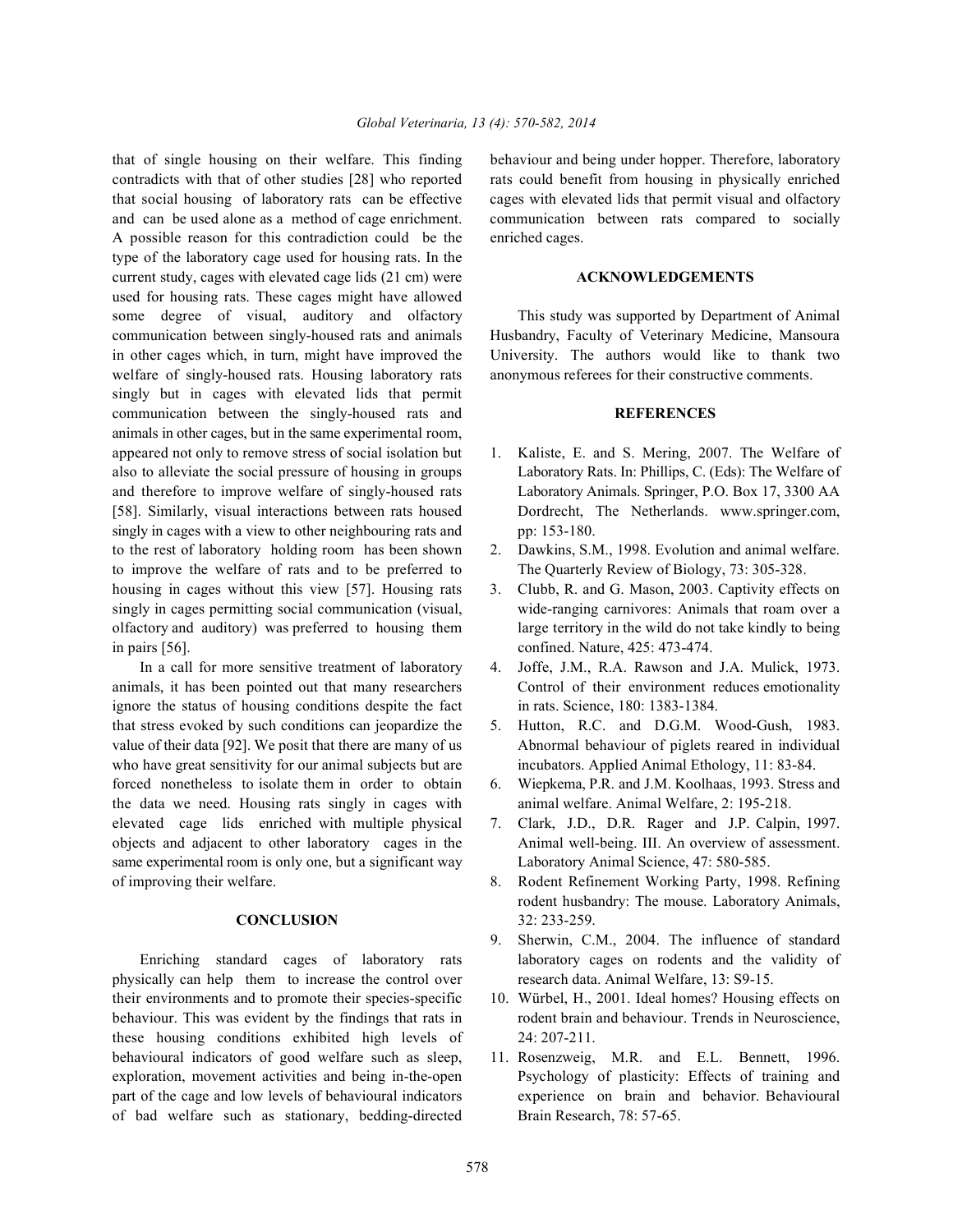that of single housing on their welfare. This finding contradicts with that of other studies [28] who reported that social housing of laboratory rats can be effective and can be used alone as a method of cage enrichment. A possible reason for this contradiction could be the type of the laboratory cage used for housing rats. In the current study, cages with elevated cage lids (21 cm) were used for housing rats. These cages might have allowed some degree of visual, auditory and olfactory communication between singly-housed rats and animals in other cages which, in turn, might have improved the welfare of singly-housed rats. Housing laboratory rats singly but in cages with elevated lids that permit communication between the singly-housed rats and animals in other cages, but in the same experimental room, appeared not only to remove stress of social isolation but also to alleviate the social pressure of housing in groups and therefore to improve welfare of singly-housed rats [58]. Similarly, visual interactions between rats housed singly in cages with a view to other neighbouring rats and to the rest of laboratory holding room has been shown to improve the welfare of rats and to be preferred to housing in cages without this view [57]. Housing rats singly in cages permitting social communication (visual, olfactory and auditory) was preferred to housing them in pairs [56].

In a call for more sensitive treatment of laboratory animals, it has been pointed out that many researchers ignore the status of housing conditions despite the fact that stress evoked by such conditions can jeopardize the value of their data [92]. We posit that there are many of us who have great sensitivity for our animal subjects but are forced nonetheless to isolate them in order to obtain the data we need. Housing rats singly in cages with elevated cage lids enriched with multiple physical objects and adjacent to other laboratory cages in the same experimental room is only one, but a significant way of improving their welfare.

## CONCLUSION

Enriching standard cages of laboratory rats physically can help them to increase the control over their environments and to promote their species-specific behaviour. This was evident by the findings that rats in these housing conditions exhibited high levels of behavioural indicators of good welfare such as sleep, exploration, movement activities and being in-the-open part of the cage and low levels of behavioural indicators of bad welfare such as stationary, bedding-directed behaviour and being under hopper. Therefore, laboratory rats could benefit from housing in physically enriched cages with elevated lids that permit visual and olfactory communication between rats compared to socially enriched cages.

## ACKNOWLEDGEMENTS

This study was supported by Department of Animal Husbandry, Faculty of Veterinary Medicine, Mansoura University. The authors would like to thank two anonymous referees for their constructive comments.

## REFERENCES

1. Kaliste, E. and S. Mering, 2007. The Welfare of Laboratory Rats. In: Phillips, C. (Eds): The Welfare of Laboratory Animals. Springer, P.O. Box 17, 3300 AA Dordrecht, The Netherlands. www.springer.com, pp: 153-180.
2. Dawkins, S.M., 1998. Evolution and animal welfare. The Quarterly Review of Biology, 73: 305-328.
3. Clubb, R. and G. Mason, 2003. Captivity effects on wide-ranging carnivores: Animals that roam over a large territory in the wild do not take kindly to being confined. Nature, 425: 473-474.
4. Joffe, J.M., R.A. Rawson and J.A. Mulick, 1973. Control of their environment reduces emotionality in rats. Science, 180: 1383-1384.
5. Hutton, R.C. and D.G.M. Wood-Gush, 1983. Abnormal behaviour of piglets reared in individual incubators. Applied Animal Ethology, 11: 83-84.
6. Wiepkema, P.R. and J.M. Koolhaas, 1993. Stress and animal welfare. Animal Welfare, 2: 195-218.
7. Clark, J.D., D.R. Rager and J.P. Calpin, 1997. Animal well-being. III. An overview of assessment. Laboratory Animal Science, 47: 580-585.
8. Rodent Refinement Working Party, 1998. Refining rodent husbandry: The mouse. Laboratory Animals, 32: 233-259.
9. Sherwin, C.M., 2004. The influence of standard laboratory cages on rodents and the validity of research data. Animal Welfare, 13: S9-15.
10. Würbel, H., 2001. Ideal homes? Housing effects on rodent brain and behaviour. Trends in Neuroscience, 24: 207-211.
11. Rosenzweig, M.R. and E.L. Bennett, 1996. Psychology of plasticity: Effects of training and experience on brain and behavior. Behavioural Brain Research, 78: 57-65.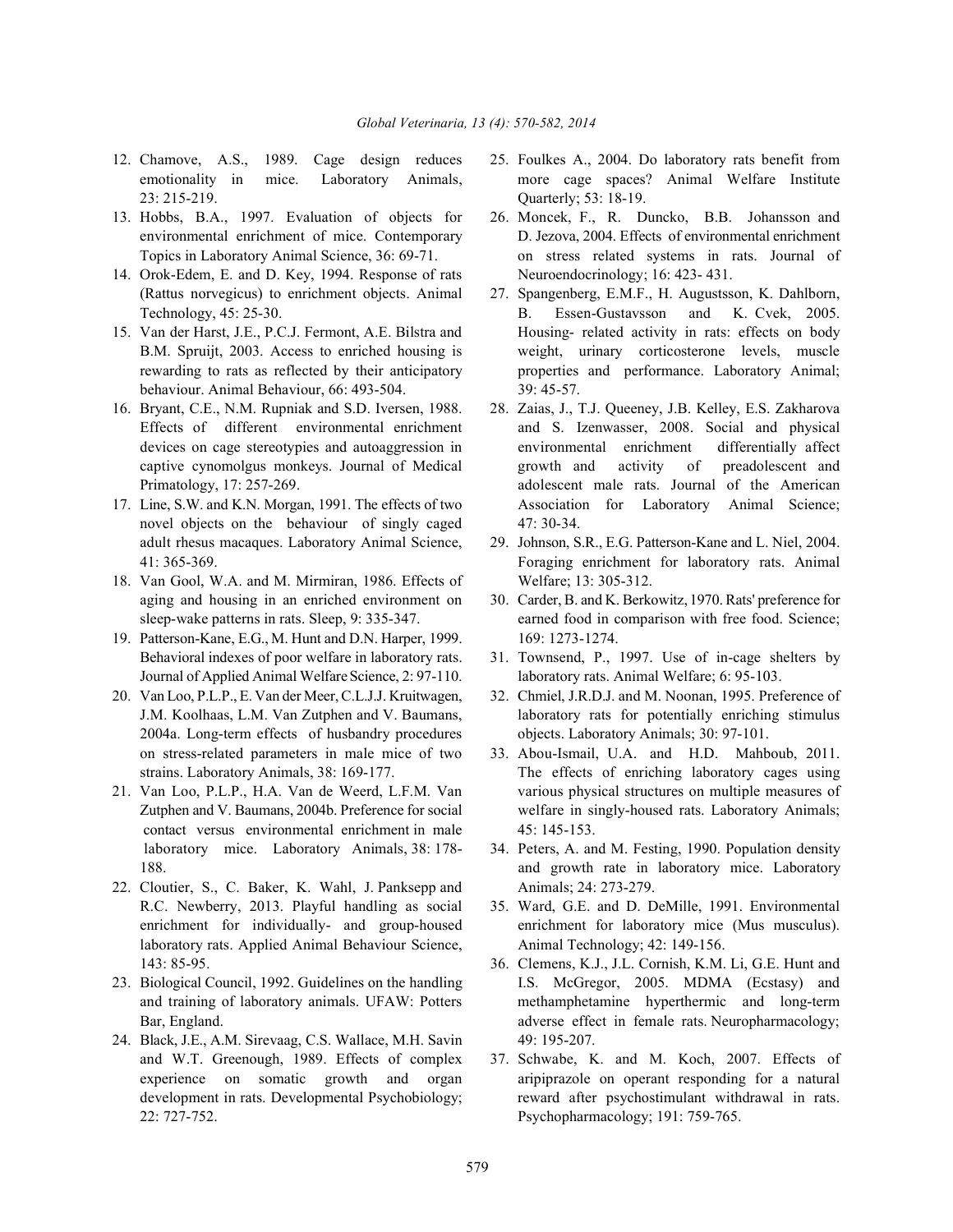12. Chamove, A.S., 1989. Cage design reduces emotionality in mice. Laboratory Animals, 23: 215-219.
13. Hobbs, B.A., 1997. Evaluation of objects for environmental enrichment of mice. Contemporary Topics in Laboratory Animal Science, 36: 69-71.
14. Orok-Edem, E. and D. Key, 1994. Response of rats (Rattus norvegicus) to enrichment objects. Animal Technology, 45: 25-30.
15. Van der Harst, J.E., P.C.J. Fermont, A.E. Bilstra and B.M. Spruijt, 2003. Access to enriched housing is rewarding to rats as reflected by their anticipatory behaviour. Animal Behaviour, 66: 493-504.
16. Bryant, C.E., N.M. Rupniak and S.D. Iversen, 1988. Effects of different environmental enrichment devices on cage stereotypies and autoaggression in captive cynomolgus monkeys. Journal of Medical Primatology, 17: 257-269.
17. Line, S.W. and K.N. Morgan, 1991. The effects of two novel objects on the behaviour of singly caged adult rhesus macaques. Laboratory Animal Science, 41: 365-369.
18. Van Gool, W.A. and M. Mirmiran, 1986. Effects of aging and housing in an enriched environment on sleep-wake patterns in rats. Sleep, 9: 335-347.
19. Patterson-Kane, E.G., M. Hunt and D.N. Harper, 1999. Behavioral indexes of poor welfare in laboratory rats. Journal of Applied Animal Welfare Science, 2: 97-110.
20. Van Loo, P.L.P., E. Van der Meer, C.L.J.J. Kruitwagen, J.M. Koolhaas, L.M. Van Zutphen and V. Baumans, 2004a. Long-term effects of husbandry procedures on stress-related parameters in male mice of two strains. Laboratory Animals, 38: 169-177.
21. Van Loo, P.L.P., H.A. Van de Weerd, L.F.M. Van Zutphen and V. Baumans, 2004b. Preference for social contact versus environmental enrichment in male laboratory mice. Laboratory Animals, 38: 178-188.
22. Cloutier, S., C. Baker, K. Wahl, J. Panksepp and R.C. Newberry, 2013. Playful handling as social enrichment for individually- and group-housed laboratory rats. Applied Animal Behaviour Science, 143: 85-95.
23. Biological Council, 1992. Guidelines on the handling and training of laboratory animals. UFAW: Potters Bar, England.
24. Black, J.E., A.M. Sirevaag, C.S. Wallace, M.H. Savin and W.T. Greenough, 1989. Effects of complex experience on somatic growth and organ development in rats. Developmental Psychobiology; 22: 727-752.
25. Foulkes A., 2004. Do laboratory rats benefit from more cage spaces? Animal Welfare Institute Quarterly; 53: 18-19.
26. Moncek, F., R. Duncko, B.B. Johansson and D. Jezova, 2004. Effects of environmental enrichment on stress related systems in rats. Journal of Neuroendocrinology; 16: 423- 431.
27. Spangenberg, E.M.F., H. Augustsson, K. Dahlborn, B. Essen-Gustavsson and K. Cvek, 2005. Housing- related activity in rats: effects on body weight, urinary corticosterone levels, muscle properties and performance. Laboratory Animal; 39: 45-57.
28. Zaias, J., T.J. Queeney, J.B. Kelley, E.S. Zakharova and S. Izenwasser, 2008. Social and physical environmental enrichment differentially affect growth and activity of preadolescent and adolescent male rats. Journal of the American Association for Laboratory Animal Science; 47: 30-34.
29. Johnson, S.R., E.G. Patterson-Kane and L. Niel, 2004. Foraging enrichment for laboratory rats. Animal Welfare; 13: 305-312.
30. Carder, B. and K. Berkowitz, 1970. Rats' preference for earned food in comparison with free food. Science; 169: 1273-1274.
31. Townsend, P., 1997. Use of in-cage shelters by laboratory rats. Animal Welfare; 6: 95-103.
32. Chmiel, J.R.D.J. and M. Noonan, 1995. Preference of laboratory rats for potentially enriching stimulus objects. Laboratory Animals; 30: 97-101.
33. Abou-Ismail, U.A. and H.D. Mahboub, 2011. The effects of enriching laboratory cages using various physical structures on multiple measures of welfare in singly-housed rats. Laboratory Animals; 45: 145-153.
34. Peters, A. and M. Festing, 1990. Population density and growth rate in laboratory mice. Laboratory Animals; 24: 273-279.
35. Ward, G.E. and D. DeMille, 1991. Environmental enrichment for laboratory mice (Mus musculus). Animal Technology; 42: 149-156.
36. Clemens, K.J., J.L. Cornish, K.M. Li, G.E. Hunt and I.S. McGregor, 2005. MDMA (Ecstasy) and methamphetamine hyperthermic and long-term adverse effect in female rats. Neuropharmacology; 49: 195-207.
37. Schwabe, K. and M. Koch, 2007. Effects of aripiprazole on operant responding for a natural reward after psychostimulant withdrawal in rats. Psychopharmacology; 191: 759-765.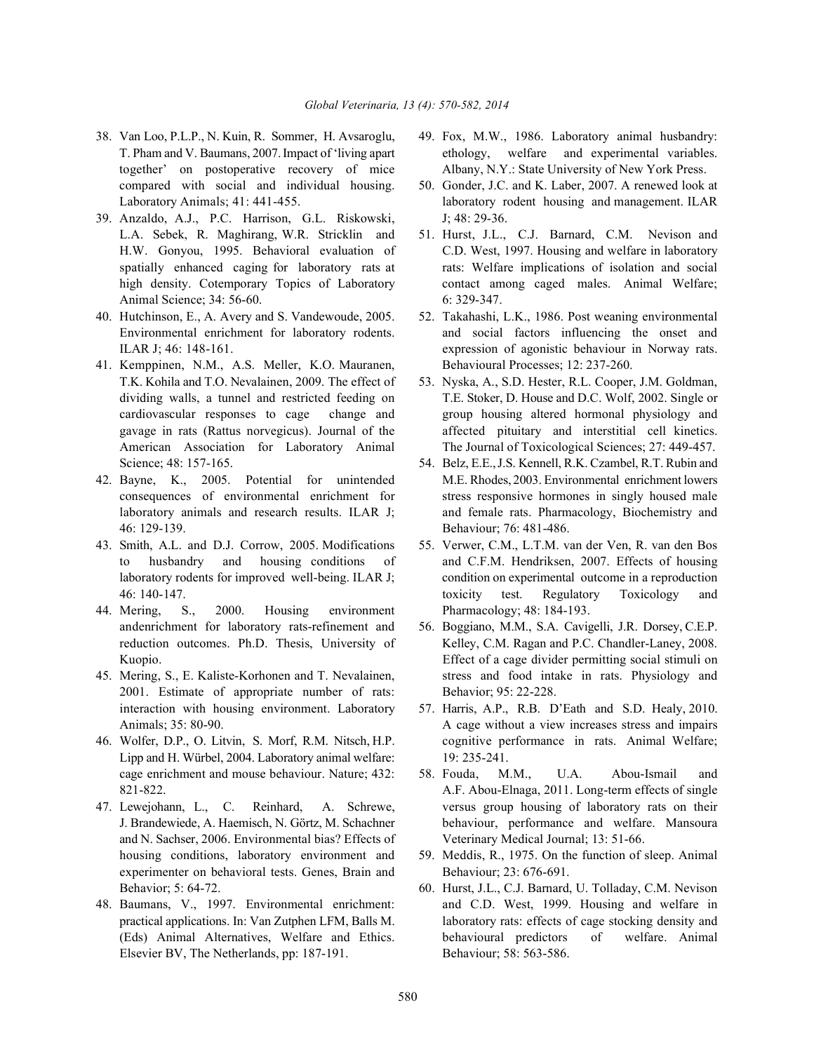38. Van Loo, P.L.P., N. Kuin, R. Sommer, H. Avsaroglu, T. Pham and V. Baumans, 2007. Impact of 'living apart together' on postoperative recovery of mice compared with social and individual housing. Laboratory Animals; 41: 441-455.
39. Anzaldo, A.J., P.C. Harrison, G.L. Riskowski, L.A. Sebek, R. Maghirang, W.R. Stricklin and H.W. Gonyou, 1995. Behavioral evaluation of spatially enhanced caging for laboratory rats at high density. Cotemporary Topics of Laboratory Animal Science; 34: 56-60.
40. Hutchinson, E., A. Avery and S. Vandewoude, 2005. Environmental enrichment for laboratory rodents. ILAR J; 46: 148-161.
41. Kemppinen, N.M., A.S. Meller, K.O. Mauranen, T.K. Kohila and T.O. Nevalainen, 2009. The effect of dividing walls, a tunnel and restricted feeding on cardiovascular responses to cage change and gavage in rats (Rattus norvegicus). Journal of the American Association for Laboratory Animal Science; 48: 157-165.
42. Bayne, K., 2005. Potential for unintended consequences of environmental enrichment for laboratory animals and research results. ILAR J; 46: 129-139.
43. Smith, A.L. and D.J. Corrow, 2005. Modifications to husbandry and housing conditions of laboratory rodents for improved well-being. ILAR J; 46: 140-147.
44. Mering, S., 2000. Housing environment andenrichment for laboratory rats-refinement and reduction outcomes. Ph.D. Thesis, University of Kuopio.
45. Mering, S., E. Kaliste-Korhonen and T. Nevalainen, 2001. Estimate of appropriate number of rats: interaction with housing environment. Laboratory Animals; 35: 80-90.
46. Wolfer, D.P., O. Litvin, S. Morf, R.M. Nitsch, H.P. Lipp and H. Würbel, 2004. Laboratory animal welfare: cage enrichment and mouse behaviour. Nature; 432: 821-822.
47. Lewejohann, L., C. Reinhard, A. Schrewe, J. Brandewiede, A. Haemisch, N. Görtz, M. Schachner and N. Sachser, 2006. Environmental bias? Effects of housing conditions, laboratory environment and experimenter on behavioral tests. Genes, Brain and Behavior; 5: 64-72.
48. Baumans, V., 1997. Environmental enrichment: practical applications. In: Van Zutphen LFM, Balls M. (Eds) Animal Alternatives, Welfare and Ethics. Elsevier BV, The Netherlands, pp: 187-191.
49. Fox, M.W., 1986. Laboratory animal husbandry: ethology, welfare and experimental variables. Albany, N.Y.: State University of New York Press.
50. Gonder, J.C. and K. Laber, 2007. A renewed look at laboratory rodent housing and management. ILAR J; 48: 29-36.
51. Hurst, J.L., C.J. Barnard, C.M. Nevison and C.D. West, 1997. Housing and welfare in laboratory rats: Welfare implications of isolation and social contact among caged males. Animal Welfare; 6: 329-347.
52. Takahashi, L.K., 1986. Post weaning environmental and social factors influencing the onset and expression of agonistic behaviour in Norway rats. Behavioural Processes; 12: 237-260.
53. Nyska, A., S.D. Hester, R.L. Cooper, J.M. Goldman, T.E. Stoker, D. House and D.C. Wolf, 2002. Single or group housing altered hormonal physiology and affected pituitary and interstitial cell kinetics. The Journal of Toxicological Sciences; 27: 449-457.
54. Belz, E.E., J.S. Kennell, R.K. Czambel, R.T. Rubin and M.E. Rhodes, 2003. Environmental enrichment lowers stress responsive hormones in singly housed male and female rats. Pharmacology, Biochemistry and Behaviour; 76: 481-486.
55. Verwer, C.M., L.T.M. van der Ven, R. van den Bos and C.F.M. Hendriksen, 2007. Effects of housing condition on experimental outcome in a reproduction toxicity test. Regulatory Toxicology and Pharmacology; 48: 184-193.
56. Boggiano, M.M., S.A. Cavigelli, J.R. Dorsey, C.E.P. Kelley, C.M. Ragan and P.C. Chandler-Laney, 2008. Effect of a cage divider permitting social stimuli on stress and food intake in rats. Physiology and Behavior; 95: 22-228.
57. Harris, A.P., R.B. D'Eath and S.D. Healy, 2010. A cage without a view increases stress and impairs cognitive performance in rats. Animal Welfare; 19: 235-241.
58. Fouda, M.M., U.A. Abou-Ismail and A.F. Abou-Elnaga, 2011. Long-term effects of single versus group housing of laboratory rats on their behaviour, performance and welfare. Mansoura Veterinary Medical Journal; 13: 51-66.
59. Meddis, R., 1975. On the function of sleep. Animal Behaviour; 23: 676-691.
60. Hurst, J.L., C.J. Barnard, U. Tolladay, C.M. Nevison and C.D. West, 1999. Housing and welfare in laboratory rats: effects of cage stocking density and behavioural predictors of welfare. Animal Behaviour; 58: 563-586.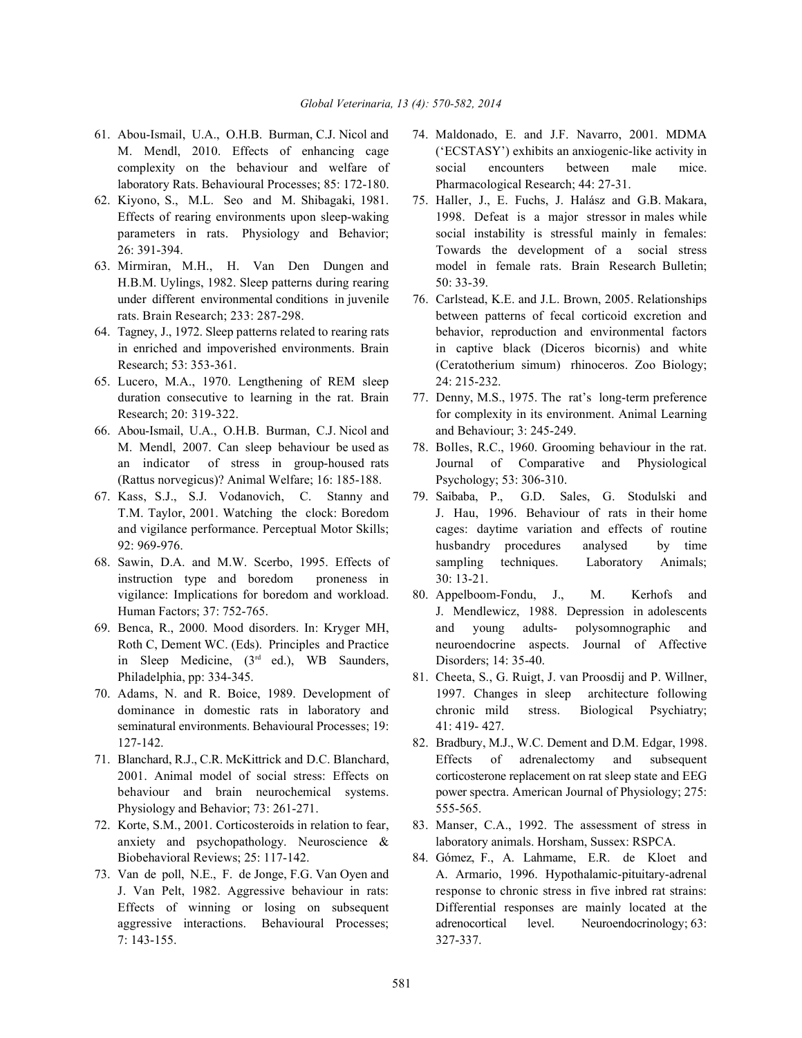61. Abou-Ismail, U.A., O.H.B. Burman, C.J. Nicol and M. Mendl, 2010. Effects of enhancing cage complexity on the behaviour and welfare of laboratory Rats. Behavioural Processes; 85: 172-180.
62. Kiyono, S., M.L. Seo and M. Shibagaki, 1981. Effects of rearing environments upon sleep-waking parameters in rats. Physiology and Behavior; 26: 391-394.
63. Mirmiran, M.H., H. Van Den Dungen and H.B.M. Uylings, 1982. Sleep patterns during rearing under different environmental conditions in juvenile rats. Brain Research; 233: 287-298.
64. Tagney, J., 1972. Sleep patterns related to rearing rats in enriched and impoverished environments. Brain Research; 53: 353-361.
65. Lucero, M.A., 1970. Lengthening of REM sleep duration consecutive to learning in the rat. Brain Research; 20: 319-322.
66. Abou-Ismail, U.A., O.H.B. Burman, C.J. Nicol and M. Mendl, 2007. Can sleep behaviour be used as an indicator of stress in group-housed rats (Rattus norvegicus)? Animal Welfare; 16: 185-188.
67. Kass, S.J., S.J. Vodanovich, C. Stanny and T.M. Taylor, 2001. Watching the clock: Boredom and vigilance performance. Perceptual Motor Skills; 92: 969-976.
68. Sawin, D.A. and M.W. Scerbo, 1995. Effects of instruction type and boredom proneness in vigilance: Implications for boredom and workload. Human Factors; 37: 752-765.
69. Benca, R., 2000. Mood disorders. In: Kryger MH, Roth C, Dement WC. (Eds). Principles and Practice in Sleep Medicine, (3rd ed.), WB Saunders, Philadelphia, pp: 334-345.
70. Adams, N. and R. Boice, 1989. Development of dominance in domestic rats in laboratory and seminatural environments. Behavioural Processes; 19: 127-142.
71. Blanchard, R.J., C.R. McKittrick and D.C. Blanchard, 2001. Animal model of social stress: Effects on behaviour and brain neurochemical systems. Physiology and Behavior; 73: 261-271.
72. Korte, S.M., 2001. Corticosteroids in relation to fear, anxiety and psychopathology. Neuroscience & Biobehavioral Reviews; 25: 117-142.
73. Van de poll, N.E., F.G. de Jonge, F.G. Van Oyen and J. Van Pelt, 1982. Aggressive behaviour in rats: Effects of winning or losing on subsequent aggressive interactions. Behavioural Processes; 7: 143-155.
74. Maldonado, E. and J.F. Navarro, 2001. MDMA ('ECSTASY') exhibits an anxiogenic-like activity in social encounters between male mice. Pharmacological Research; 44: 27-31.
75. Haller, J., E. Fuchs, J. Halász and G.B. Makara, 1998. Defeat is a major stressor in males while social instability is stressful mainly in females: Towards the development of a social stress model in female rats. Brain Research Bulletin; 50: 33-39.
76. Carlstead, K.E. and J.L. Brown, 2005. Relationships between patterns of fecal corticoid excretion and behavior, reproduction and environmental factors in captive black (Diceros bicornis) and white (Ceratotherium simum) rhinoceros. Zoo Biology; 24: 215-232.
77. Denny, M.S., 1975. The rat's long-term preference for complexity in its environment. Animal Learning and Behaviour; 3: 245-249.
78. Bolles, R.C., 1960. Grooming behaviour in the rat. Journal of Comparative and Physiological Psychology; 53: 306-310.
79. Saibaba, P., G.D. Sales, G. Stodulski and J. Hau, 1996. Behaviour of rats in their home cages: daytime variation and effects of routine husbandry procedures analysed by time sampling techniques. Laboratory Animals; 30: 13-21.
80. Appelboom-Fondu, J., M. Kerhofs and J. Mendlewicz, 1988. Depression in adolescents and young adults- polysomnographic and neuroendocrine aspects. Journal of Affective Disorders; 14: 35-40.
81. Cheeta, S., G. Ruigt, J. van Proosdij and P. Willner, 1997. Changes in sleep architecture following chronic mild stress. Biological Psychiatry; 41: 419- 427.
82. Bradbury, M.J., W.C. Dement and D.M. Edgar, 1998. Effects of adrenalectomy and subsequent corticosterone replacement on rat sleep state and EEG power spectra. American Journal of Physiology; 275: 555-565.
83. Manser, C.A., 1992. The assessment of stress in laboratory animals. Horsham, Sussex: RSPCA.
84. Gómez, F., A. Lahmame, E.R. de Kloet and A. Armario, 1996. Hypothalamic-pituitary-adrenal response to chronic stress in five inbred rat strains: Differential responses are mainly located at the adrenocortical level. Neuroendocrinology; 63: 327-337.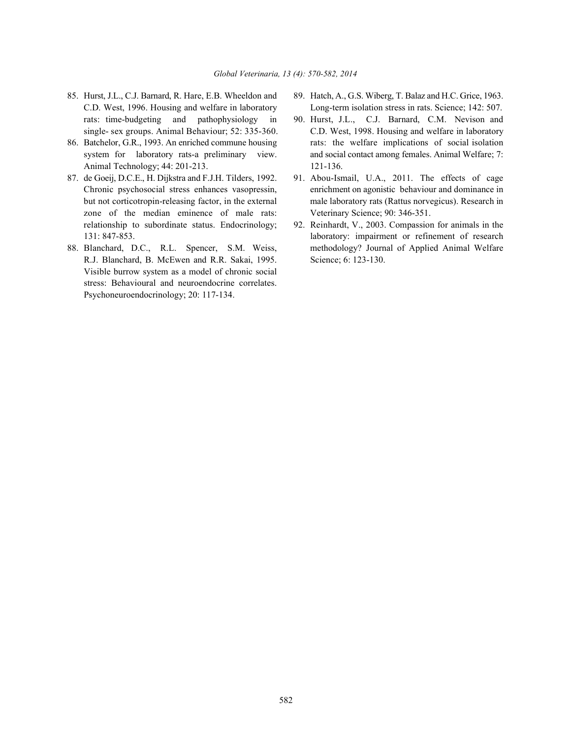85. Hurst, J.L., C.J. Barnard, R. Hare, E.B. Wheeldon and C.D. West, 1996. Housing and welfare in laboratory rats: time-budgeting and pathophysiology in single- sex groups. Animal Behaviour; 52: 335-360.
86. Batchelor, G.R., 1993. An enriched commune housing system for laboratory rats-a preliminary view. Animal Technology; 44: 201-213.
87. de Goeij, D.C.E., H. Dijkstra and F.J.H. Tilders, 1992. Chronic psychosocial stress enhances vasopressin, but not corticotropin-releasing factor, in the external zone of the median eminence of male rats: relationship to subordinate status. Endocrinology; 131: 847-853.
88. Blanchard, D.C., R.L. Spencer, S.M. Weiss, R.J. Blanchard, B. McEwen and R.R. Sakai, 1995. Visible burrow system as a model of chronic social stress: Behavioural and neuroendocrine correlates. Psychoneuroendocrinology; 20: 117-134.
89. Hatch, A., G.S. Wiberg, T. Balaz and H.C. Grice, 1963. Long-term isolation stress in rats. Science; 142: 507.
90. Hurst, J.L., C.J. Barnard, C.M. Nevison and C.D. West, 1998. Housing and welfare in laboratory rats: the welfare implications of social isolation and social contact among females. Animal Welfare; 7: 121-136.
91. Abou-Ismail, U.A., 2011. The effects of cage enrichment on agonistic behaviour and dominance in male laboratory rats (Rattus norvegicus). Research in Veterinary Science; 90: 346-351.
92. Reinhardt, V., 2003. Compassion for animals in the laboratory: impairment or refinement of research methodology? Journal of Applied Animal Welfare Science; 6: 123-130.